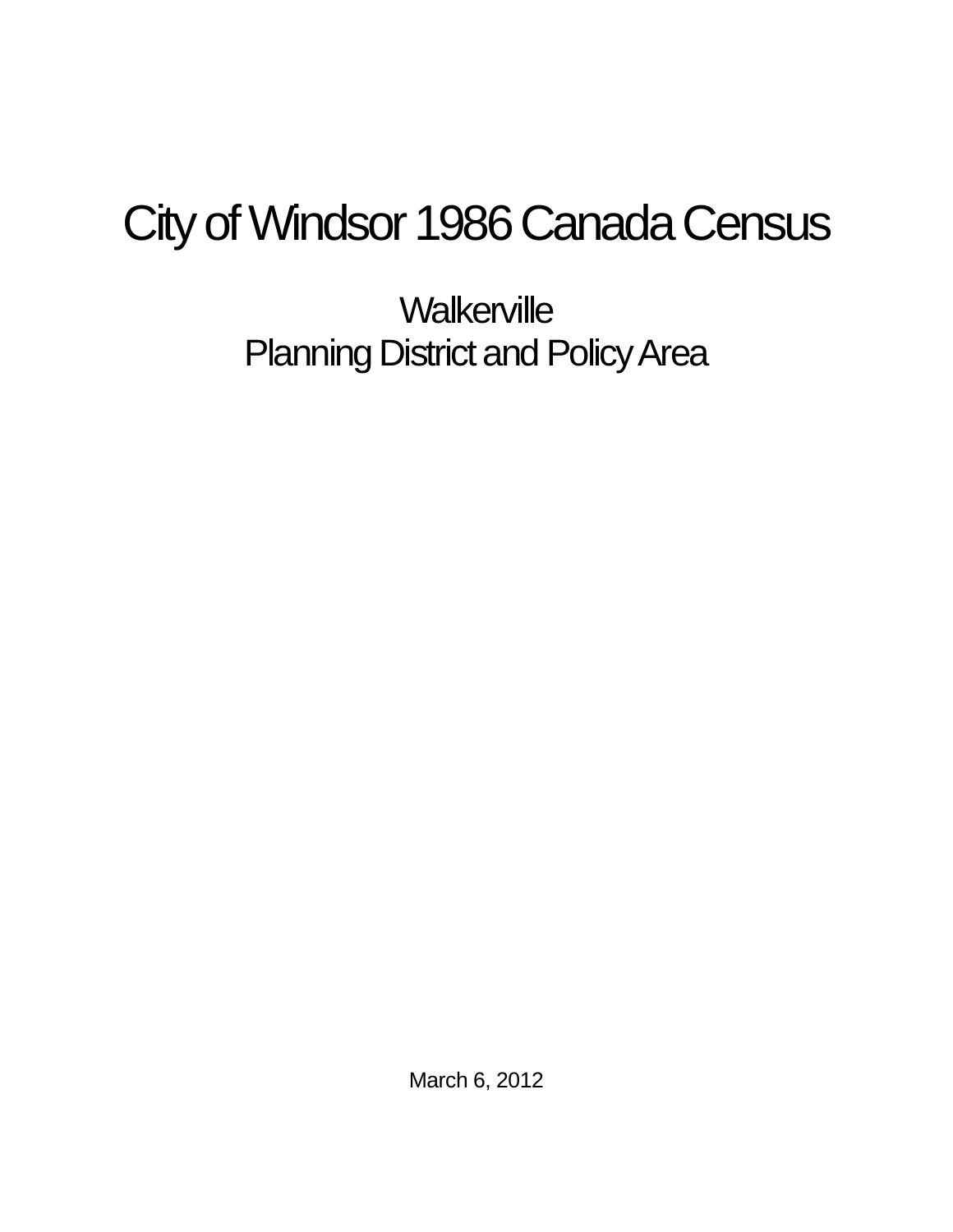# City of Windsor 1986 Canada Census

## Walkerville
## Planning District and Policy Area

March 6, 2012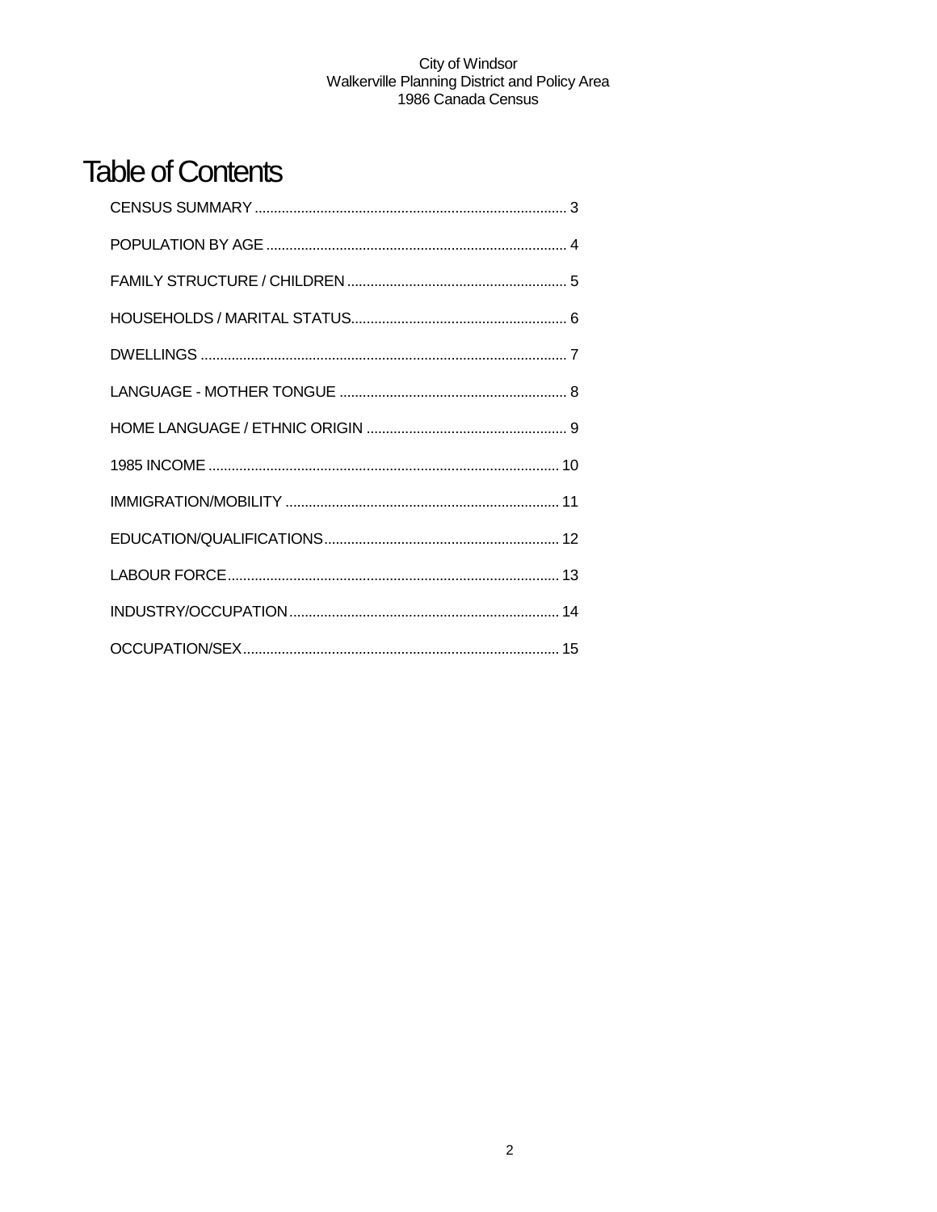# Table of Contents

CENSUS SUMMARY ........................................................................ 3

POPULATION BY AGE ..................................................................... 4

FAMILY STRUCTURE / CHILDREN ................................................. 5

HOUSEHOLDS / MARITAL STATUS................................................ 6

DWELLINGS ..................................................................................... 7

LANGUAGE - MOTHER TONGUE .................................................... 8

HOME LANGUAGE / ETHNIC ORIGIN ............................................ 9

1985 INCOME .................................................................................. 10

IMMIGRATION/MOBILITY ............................................................... 11

EDUCATION/QUALIFICATIONS...................................................... 12

LABOUR FORCE.............................................................................. 13

INDUSTRY/OCCUPATION .............................................................. 14

OCCUPATION/SEX.......................................................................... 15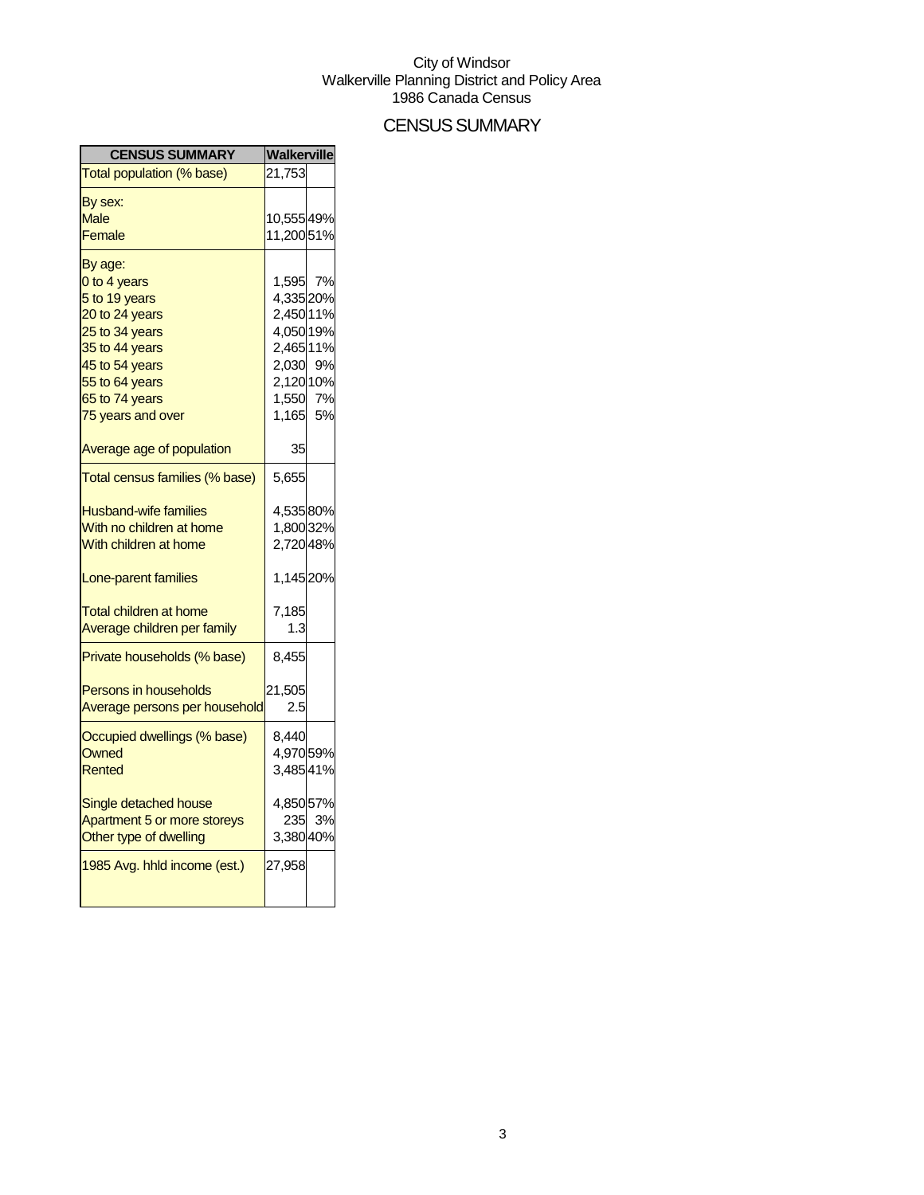City of Windsor
Walkerville Planning District and Policy Area
1986 Canada Census

# CENSUS SUMMARY

| CENSUS SUMMARY | Walkerville | |
|---|---|---|
| Total population (% base) | 21,753 | |
| By sex: | | |
| Male | 10,555 | 49% |
| Female | 11,200 | 51% |
| By age: | | |
| 0 to 4 years | 1,595 | 7% |
| 5 to 19 years | 4,335 | 20% |
| 20 to 24 years | 2,450 | 11% |
| 25 to 34 years | 4,050 | 19% |
| 35 to 44 years | 2,465 | 11% |
| 45 to 54 years | 2,030 | 9% |
| 55 to 64 years | 2,120 | 10% |
| 65 to 74 years | 1,550 | 7% |
| 75 years and over | 1,165 | 5% |
| Average age of population | 35 | |
| Total census families (% base) | 5,655 | |
| Husband-wife families | 4,535 | 80% |
| With no children at home | 1,800 | 32% |
| With children at home | 2,720 | 48% |
| Lone-parent families | 1,145 | 20% |
| Total children at home | 7,185 | |
| Average children per family | 1.3 | |
| Private households (% base) | 8,455 | |
| Persons in households | 21,505 | |
| Average persons per household | 2.5 | |
| Occupied dwellings (% base) | 8,440 | |
| Owned | 4,970 | 59% |
| Rented | 3,485 | 41% |
| Single detached house | 4,850 | 57% |
| Apartment 5 or more storeys | 235 | 3% |
| Other type of dwelling | 3,380 | 40% |
| 1985 Avg. hhld income (est.) | 27,958 | |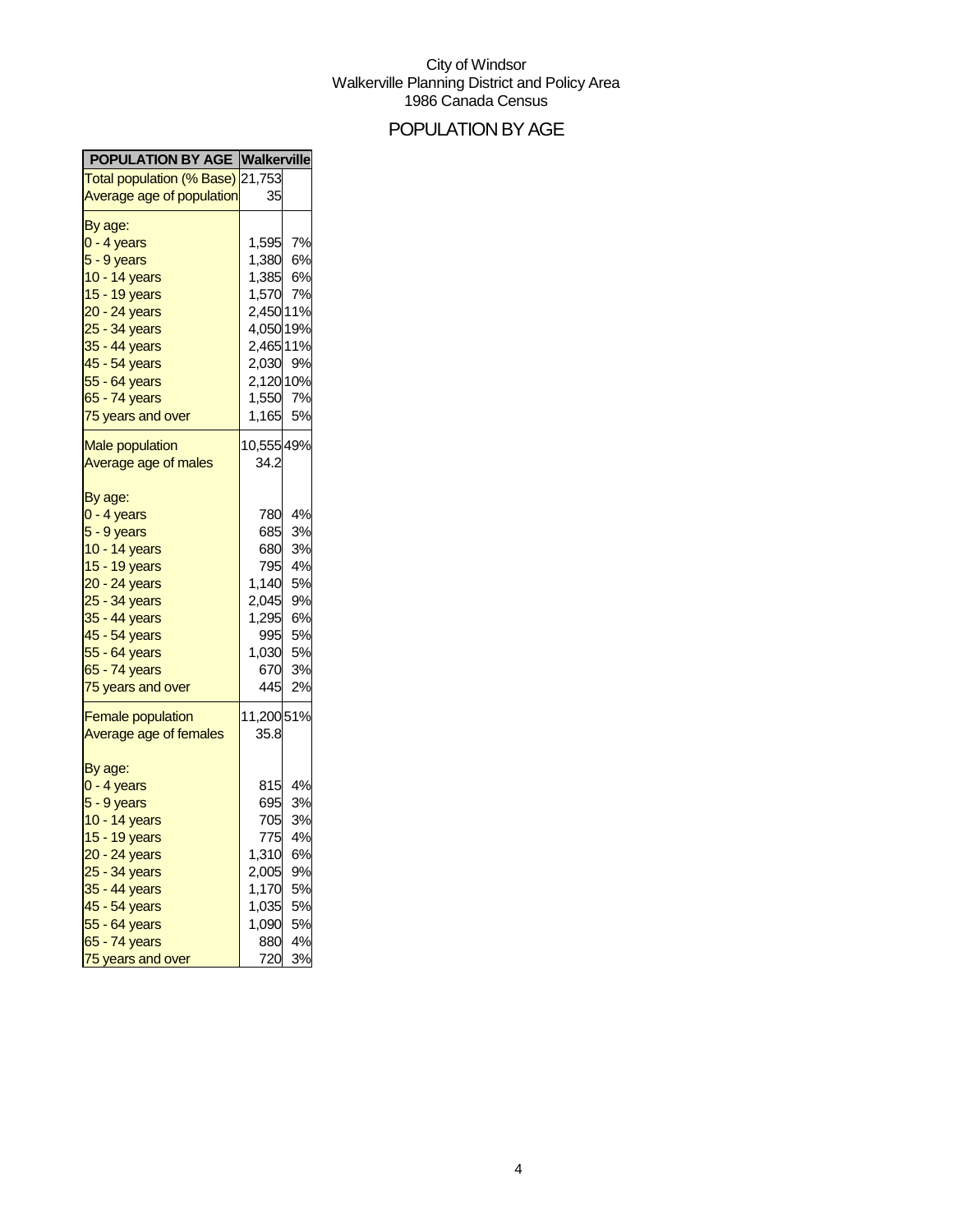City of Windsor
Walkerville Planning District and Policy Area
1986 Canada Census

# POPULATION BY AGE

| POPULATION BY AGE | Walkerville | |
|---|---|---|
| Total population (% Base) | 21,753 | |
| Average age of population | 35 | |
| By age: | | |
| 0 - 4 years | 1,595 | 7% |
| 5 - 9 years | 1,380 | 6% |
| 10 - 14 years | 1,385 | 6% |
| 15 - 19 years | 1,570 | 7% |
| 20 - 24 years | 2,450 | 11% |
| 25 - 34 years | 4,050 | 19% |
| 35 - 44 years | 2,465 | 11% |
| 45 - 54 years | 2,030 | 9% |
| 55 - 64 years | 2,120 | 10% |
| 65 - 74 years | 1,550 | 7% |
| 75 years and over | 1,165 | 5% |
| Male population | 10,555 | 49% |
| Average age of males | 34.2 | |
| By age: | | |
| 0 - 4 years | 780 | 4% |
| 5 - 9 years | 685 | 3% |
| 10 - 14 years | 680 | 3% |
| 15 - 19 years | 795 | 4% |
| 20 - 24 years | 1,140 | 5% |
| 25 - 34 years | 2,045 | 9% |
| 35 - 44 years | 1,295 | 6% |
| 45 - 54 years | 995 | 5% |
| 55 - 64 years | 1,030 | 5% |
| 65 - 74 years | 670 | 3% |
| 75 years and over | 445 | 2% |
| Female population | 11,200 | 51% |
| Average age of females | 35.8 | |
| By age: | | |
| 0 - 4 years | 815 | 4% |
| 5 - 9 years | 695 | 3% |
| 10 - 14 years | 705 | 3% |
| 15 - 19 years | 775 | 4% |
| 20 - 24 years | 1,310 | 6% |
| 25 - 34 years | 2,005 | 9% |
| 35 - 44 years | 1,170 | 5% |
| 45 - 54 years | 1,035 | 5% |
| 55 - 64 years | 1,090 | 5% |
| 65 - 74 years | 880 | 4% |
| 75 years and over | 720 | 3% |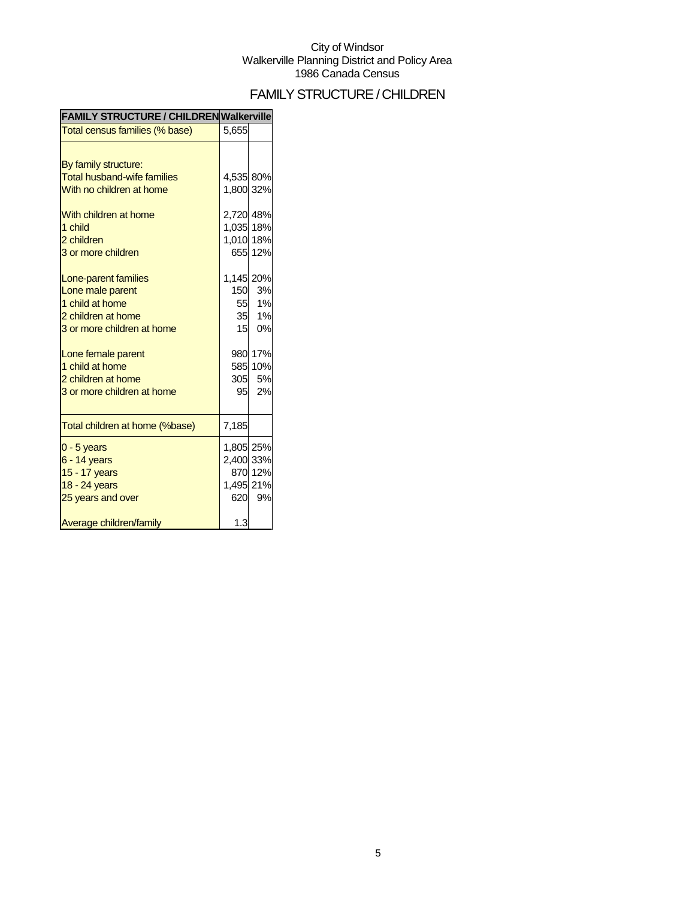City of Windsor
Walkerville Planning District and Policy Area
1986 Canada Census

# FAMILY STRUCTURE / CHILDREN

| FAMILY STRUCTURE / CHILDREN | Walkerville | |
|---|---|---|
| Total census families (% base) | 5,655 | |
| | | |
| By family structure: | | |
| Total husband-wife families | 4,535 | 80% |
| With no children at home | 1,800 | 32% |
| | | |
| With children at home | 2,720 | 48% |
| 1 child | 1,035 | 18% |
| 2 children | 1,010 | 18% |
| 3 or more children | 655 | 12% |
| | | |
| Lone-parent families | 1,145 | 20% |
| Lone male parent | 150 | 3% |
| 1 child at home | 55 | 1% |
| 2 children at home | 35 | 1% |
| 3 or more children at home | 15 | 0% |
| | | |
| Lone female parent | 980 | 17% |
| 1 child at home | 585 | 10% |
| 2 children at home | 305 | 5% |
| 3 or more children at home | 95 | 2% |
| | | |
| Total children at home (%base) | 7,185 | |
| 0 - 5 years | 1,805 | 25% |
| 6 - 14 years | 2,400 | 33% |
| 15 - 17 years | 870 | 12% |
| 18 - 24 years | 1,495 | 21% |
| 25 years and over | 620 | 9% |
| | | |
| Average children/family | 1.3 | |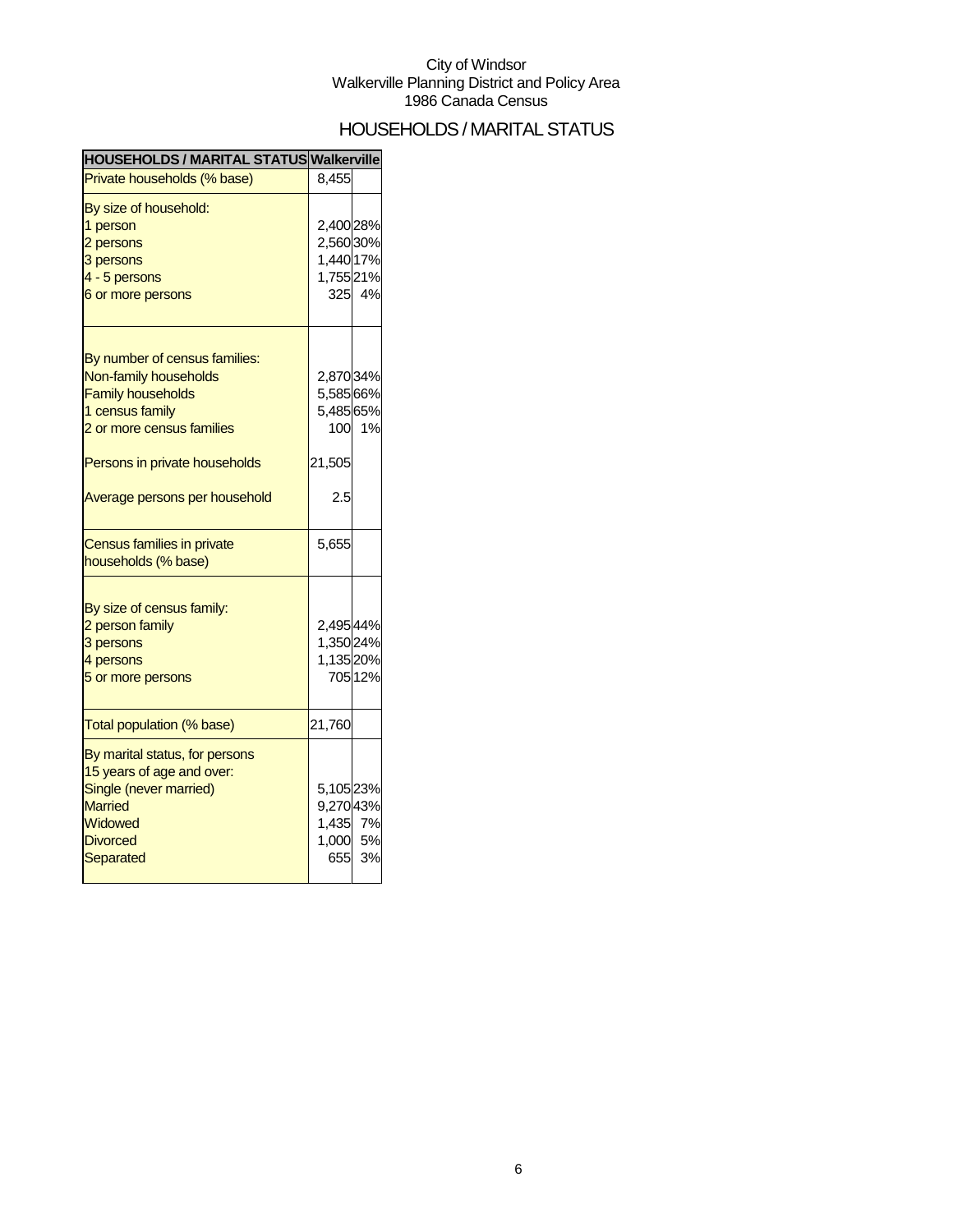City of Windsor
Walkerville Planning District and Policy Area
1986 Canada Census

# HOUSEHOLDS / MARITAL STATUS

| HOUSEHOLDS / MARITAL STATUS | Walkerville | |
|---|---|---|
| Private households (% base) | 8,455 | |
| By size of household: | | |
| 1 person | 2,400 | 28% |
| 2 persons | 2,560 | 30% |
| 3 persons | 1,440 | 17% |
| 4 - 5 persons | 1,755 | 21% |
| 6 or more persons | 325 | 4% |
| By number of census families: | | |
| Non-family households | 2,870 | 34% |
| Family households | 5,585 | 66% |
| 1 census family | 5,485 | 65% |
| 2 or more census families | 100 | 1% |
| Persons in private households | 21,505 | |
| Average persons per household | 2.5 | |
| Census families in private households (% base) | 5,655 | |
| By size of census family: | | |
| 2 person family | 2,495 | 44% |
| 3 persons | 1,350 | 24% |
| 4 persons | 1,135 | 20% |
| 5 or more persons | 705 | 12% |
| Total population (% base) | 21,760 | |
| By marital status, for persons 15 years of age and over: | | |
| Single (never married) | 5,105 | 23% |
| Married | 9,270 | 43% |
| Widowed | 1,435 | 7% |
| Divorced | 1,000 | 5% |
| Separated | 655 | 3% |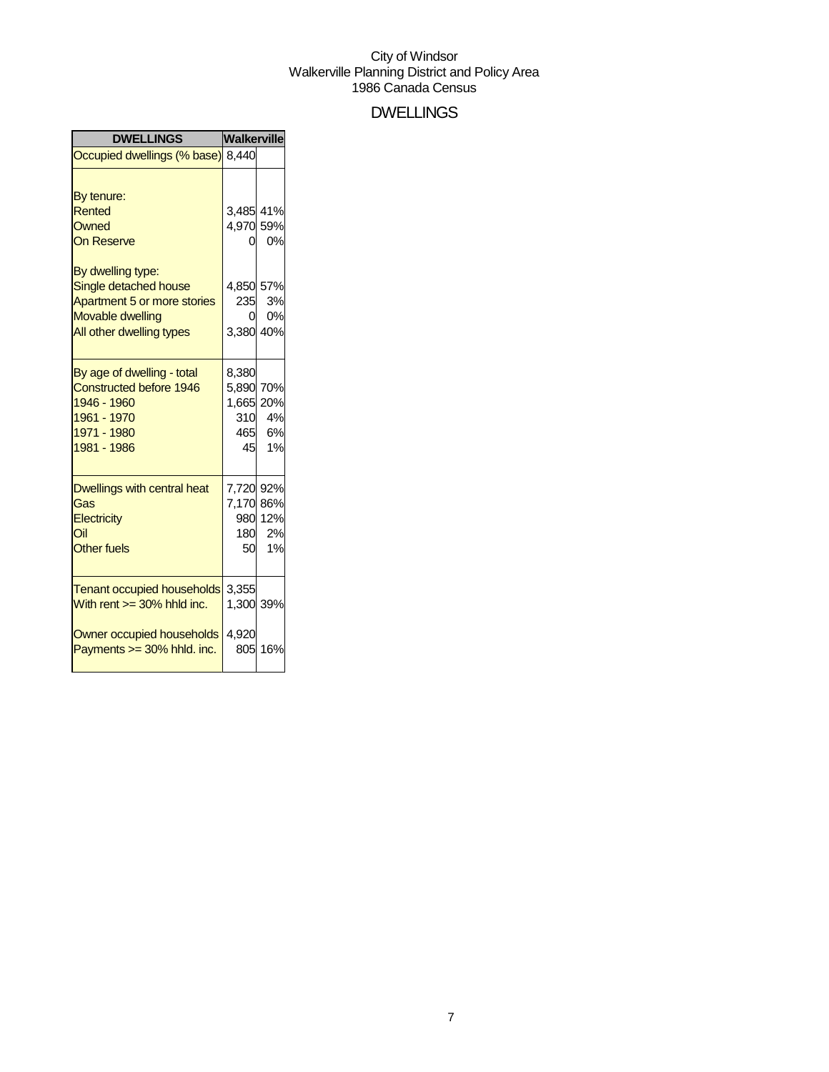City of Windsor
Walkerville Planning District and Policy Area
1986 Canada Census

# DWELLINGS

| DWELLINGS | Walkerville | |
|---|---|---|
| Occupied dwellings (% base) | 8,440 | |
| | | |
| By tenure: | | |
| Rented | 3,485 | 41% |
| Owned | 4,970 | 59% |
| On Reserve | 0 | 0% |
| | | |
| By dwelling type: | | |
| Single detached house | 4,850 | 57% |
| Apartment 5 or more stories | 235 | 3% |
| Movable dwelling | 0 | 0% |
| All other dwelling types | 3,380 | 40% |
| | | |
| By age of dwelling - total | 8,380 | |
| Constructed before 1946 | 5,890 | 70% |
| 1946 - 1960 | 1,665 | 20% |
| 1961 - 1970 | 310 | 4% |
| 1971 - 1980 | 465 | 6% |
| 1981 - 1986 | 45 | 1% |
| | | |
| Dwellings with central heat | 7,720 | 92% |
| Gas | 7,170 | 86% |
| Electricity | 980 | 12% |
| Oil | 180 | 2% |
| Other fuels | 50 | 1% |
| | | |
| Tenant occupied households | 3,355 | |
| With rent >= 30% hhld inc. | 1,300 | 39% |
| | | |
| Owner occupied households | 4,920 | |
| Payments >= 30% hhld. inc. | 805 | 16% |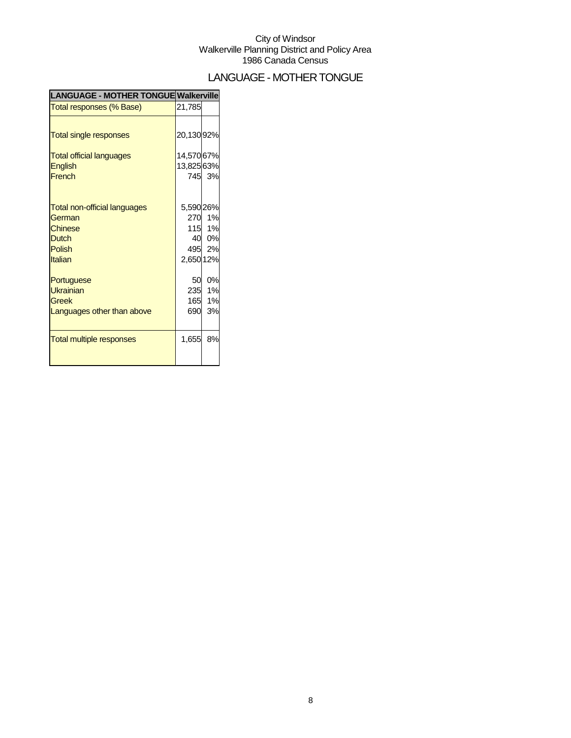City of Windsor
Walkerville Planning District and Policy Area
1986 Canada Census

# LANGUAGE - MOTHER TONGUE

| LANGUAGE - MOTHER TONGUE | Walkerville | |
|---|---|---|
| Total responses (% Base) | 21,785 | |
| Total single responses | 20,130 | 92% |
| Total official languages | 14,570 | 67% |
| English | 13,825 | 63% |
| French | 745 | 3% |
| Total non-official languages | 5,590 | 26% |
| German | 270 | 1% |
| Chinese | 115 | 1% |
| Dutch | 40 | 0% |
| Polish | 495 | 2% |
| Italian | 2,650 | 12% |
| Portuguese | 50 | 0% |
| Ukrainian | 235 | 1% |
| Greek | 165 | 1% |
| Languages other than above | 690 | 3% |
| Total multiple responses | 1,655 | 8% |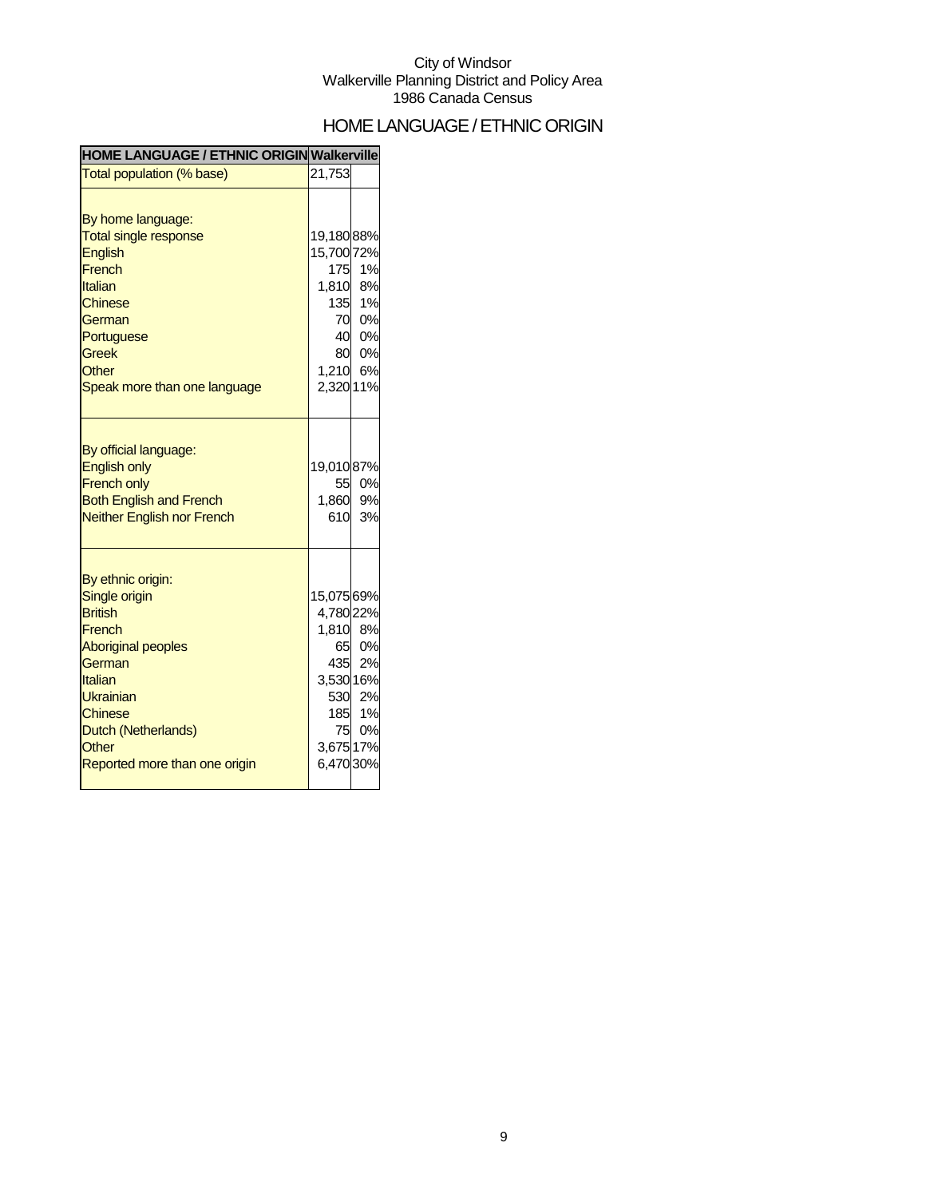City of Windsor
Walkerville Planning District and Policy Area
1986 Canada Census

# HOME LANGUAGE / ETHNIC ORIGIN

| HOME LANGUAGE / ETHNIC ORIGIN | Walkerville | |
|---|---|---|
| Total population (% base) | 21,753 | |
| | | |
| By home language: | | |
| Total single response | 19,180 | 88% |
| English | 15,700 | 72% |
| French | 175 | 1% |
| Italian | 1,810 | 8% |
| Chinese | 135 | 1% |
| German | 70 | 0% |
| Portuguese | 40 | 0% |
| Greek | 80 | 0% |
| Other | 1,210 | 6% |
| Speak more than one language | 2,320 | 11% |
| | | |
| By official language: | | |
| English only | 19,010 | 87% |
| French only | 55 | 0% |
| Both English and French | 1,860 | 9% |
| Neither English nor French | 610 | 3% |
| | | |
| By ethnic origin: | | |
| Single origin | 15,075 | 69% |
| British | 4,780 | 22% |
| French | 1,810 | 8% |
| Aboriginal peoples | 65 | 0% |
| German | 435 | 2% |
| Italian | 3,530 | 16% |
| Ukrainian | 530 | 2% |
| Chinese | 185 | 1% |
| Dutch (Netherlands) | 75 | 0% |
| Other | 3,675 | 17% |
| Reported more than one origin | 6,470 | 30% |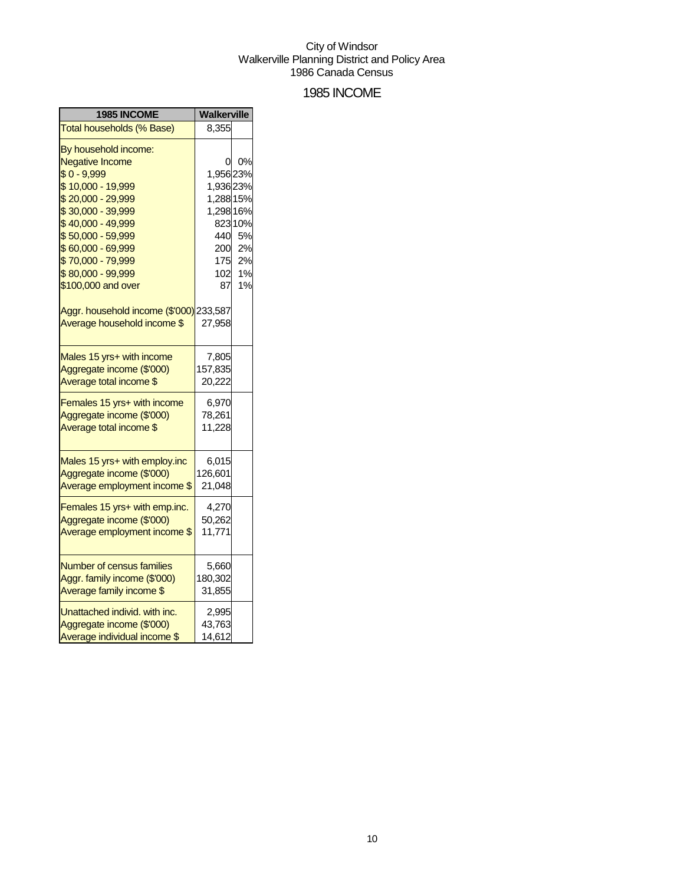City of Windsor
Walkerville Planning District and Policy Area
1986 Canada Census

## 1985 INCOME

| 1985 INCOME | Walkerville | |
|---|---|---|
| Total households (% Base) | 8,355 | |
| By household income: | | |
| Negative Income | 0 | 0% |
| $ 0 - 9,999 | 1,956 | 23% |
| $ 10,000 - 19,999 | 1,936 | 23% |
| $ 20,000 - 29,999 | 1,288 | 15% |
| $ 30,000 - 39,999 | 1,298 | 16% |
| $ 40,000 - 49,999 | 823 | 10% |
| $ 50,000 - 59,999 | 440 | 5% |
| $ 60,000 - 69,999 | 200 | 2% |
| $ 70,000 - 79,999 | 175 | 2% |
| $ 80,000 - 99,999 | 102 | 1% |
| $100,000 and over | 87 | 1% |
| Aggr. household income ($'000) | 233,587 | |
| Average household income $ | 27,958 | |
| Males 15 yrs+ with income | 7,805 | |
| Aggregate income ($'000) | 157,835 | |
| Average total income $ | 20,222 | |
| Females 15 yrs+ with income | 6,970 | |
| Aggregate income ($'000) | 78,261 | |
| Average total income $ | 11,228 | |
| Males 15 yrs+ with employ.inc | 6,015 | |
| Aggregate income ($'000) | 126,601 | |
| Average employment income $ | 21,048 | |
| Females 15 yrs+ with emp.inc. | 4,270 | |
| Aggregate income ($'000) | 50,262 | |
| Average employment income $ | 11,771 | |
| Number of census families | 5,660 | |
| Aggr. family income ($'000) | 180,302 | |
| Average family income $ | 31,855 | |
| Unattached individ. with inc. | 2,995 | |
| Aggregate income ($'000) | 43,763 | |
| Average individual income $ | 14,612 | |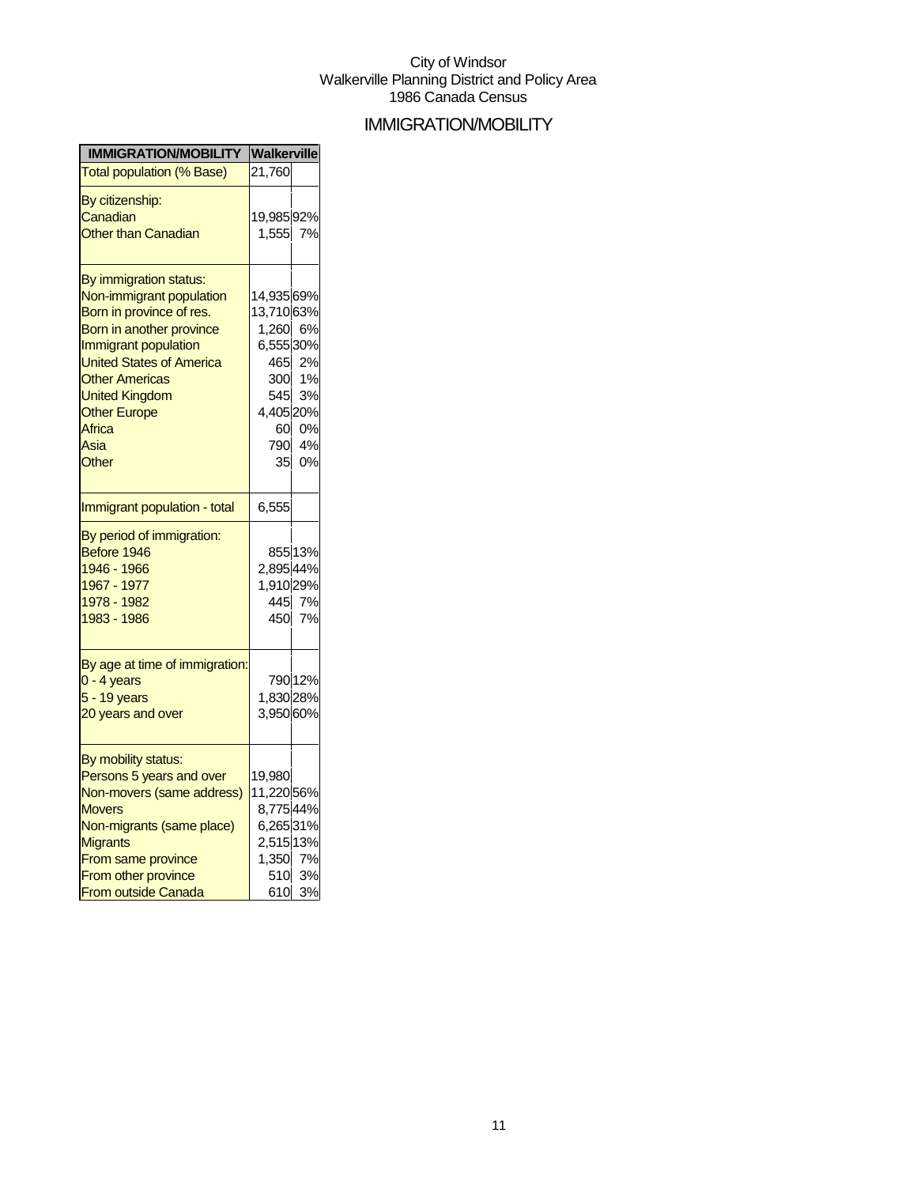City of Windsor
Walkerville Planning District and Policy Area
1986 Canada Census

# IMMIGRATION/MOBILITY

| IMMIGRATION/MOBILITY | Walkerville | |
|---|---|---|
| Total population (% Base) | 21,760 | |
| By citizenship: | | |
| Canadian | 19,985 | 92% |
| Other than Canadian | 1,555 | 7% |
| By immigration status: | | |
| Non-immigrant population | 14,935 | 69% |
| Born in province of res. | 13,710 | 63% |
| Born in another province | 1,260 | 6% |
| Immigrant population | 6,555 | 30% |
| United States of America | 465 | 2% |
| Other Americas | 300 | 1% |
| United Kingdom | 545 | 3% |
| Other Europe | 4,405 | 20% |
| Africa | 60 | 0% |
| Asia | 790 | 4% |
| Other | 35 | 0% |
| Immigrant population - total | 6,555 | |
| By period of immigration: | | |
| Before 1946 | 855 | 13% |
| 1946 - 1966 | 2,895 | 44% |
| 1967 - 1977 | 1,910 | 29% |
| 1978 - 1982 | 445 | 7% |
| 1983 - 1986 | 450 | 7% |
| By age at time of immigration: | | |
| 0 - 4 years | 790 | 12% |
| 5 - 19 years | 1,830 | 28% |
| 20 years and over | 3,950 | 60% |
| By mobility status: | | |
| Persons 5 years and over | 19,980 | |
| Non-movers (same address) | 11,220 | 56% |
| Movers | 8,775 | 44% |
| Non-migrants (same place) | 6,265 | 31% |
| Migrants | 2,515 | 13% |
| From same province | 1,350 | 7% |
| From other province | 510 | 3% |
| From outside Canada | 610 | 3% |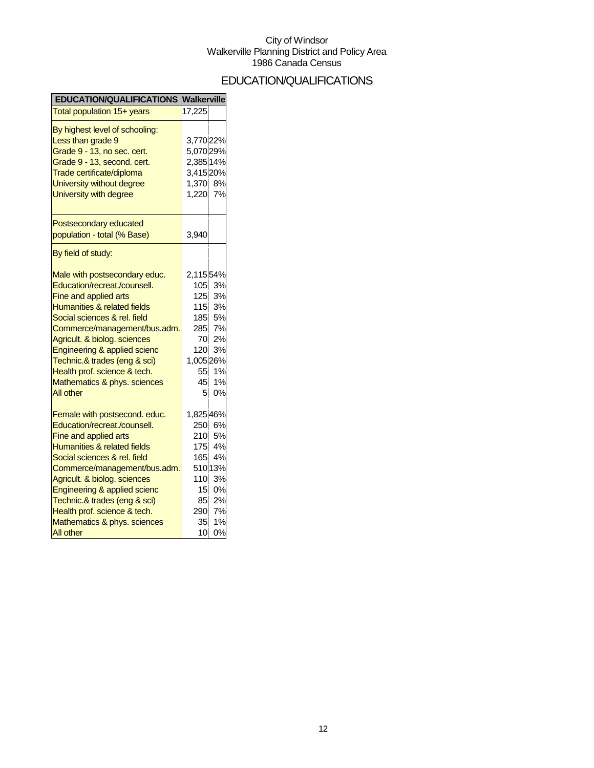City of Windsor
Walkerville Planning District and Policy Area
1986 Canada Census

# EDUCATION/QUALIFICATIONS

| EDUCATION/QUALIFICATIONS | Walkerville | |
|---|---|---|
| Total population 15+ years | 17,225 | |
| By highest level of schooling: | | |
| Less than grade 9 | 3,770 | 22% |
| Grade 9 - 13, no sec. cert. | 5,070 | 29% |
| Grade 9 - 13, second. cert. | 2,385 | 14% |
| Trade certificate/diploma | 3,415 | 20% |
| University without degree | 1,370 | 8% |
| University with degree | 1,220 | 7% |
| Postsecondary educated population - total (% Base) | 3,940 | |
| By field of study: | | |
| Male with postsecondary educ. | 2,115 | 54% |
| Education/recreat./counsell. | 105 | 3% |
| Fine and applied arts | 125 | 3% |
| Humanities & related fields | 115 | 3% |
| Social sciences & rel. field | 185 | 5% |
| Commerce/management/bus.adm. | 285 | 7% |
| Agricult. & biolog. sciences | 70 | 2% |
| Engineering & applied scienc | 120 | 3% |
| Technic.& trades (eng & sci) | 1,005 | 26% |
| Health prof. science & tech. | 55 | 1% |
| Mathematics & phys. sciences | 45 | 1% |
| All other | 5 | 0% |
| Female with postsecond. educ. | 1,825 | 46% |
| Education/recreat./counsell. | 250 | 6% |
| Fine and applied arts | 210 | 5% |
| Humanities & related fields | 175 | 4% |
| Social sciences & rel. field | 165 | 4% |
| Commerce/management/bus.adm. | 510 | 13% |
| Agricult. & biolog. sciences | 110 | 3% |
| Engineering & applied scienc | 15 | 0% |
| Technic.& trades (eng & sci) | 85 | 2% |
| Health prof. science & tech. | 290 | 7% |
| Mathematics & phys. sciences | 35 | 1% |
| All other | 10 | 0% |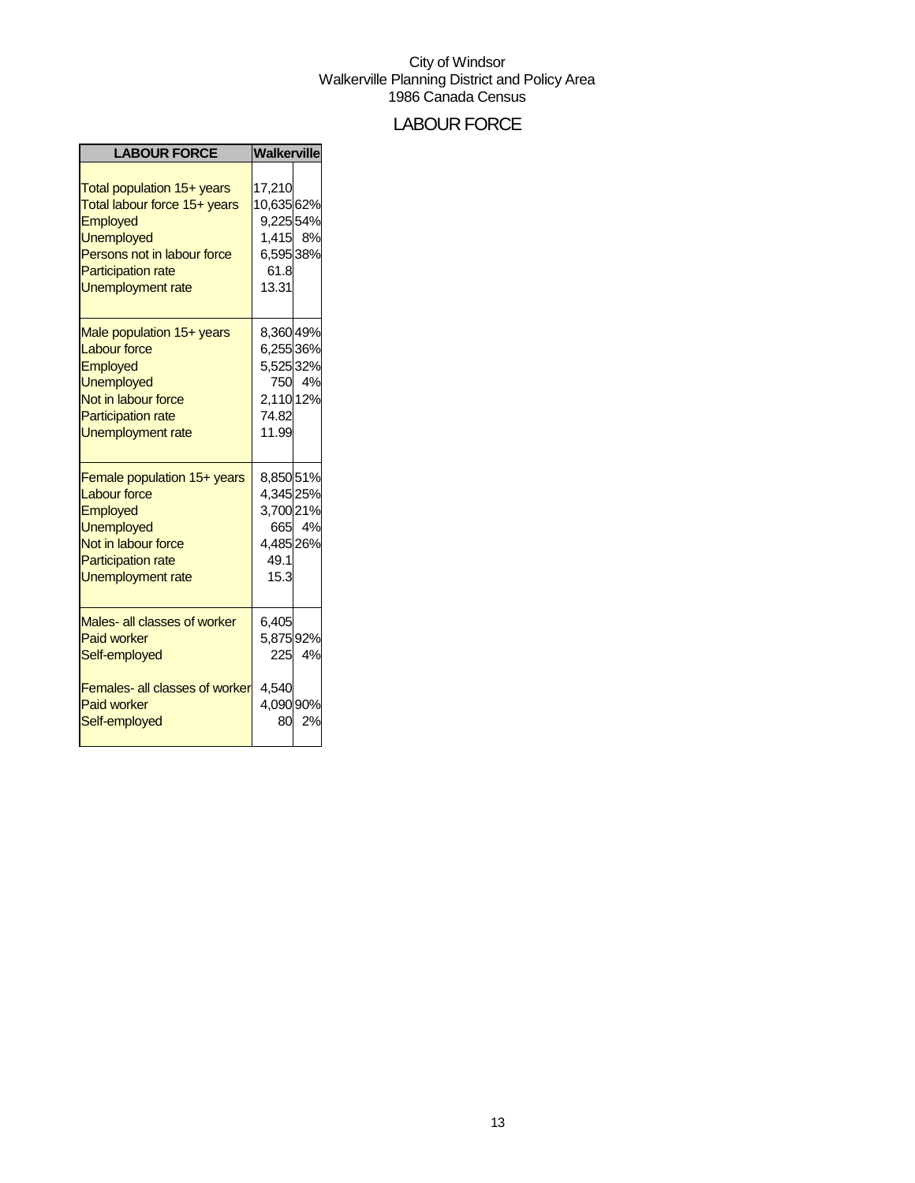City of Windsor
Walkerville Planning District and Policy Area
1986 Canada Census

# LABOUR FORCE

| LABOUR FORCE | Walkerville | |
|---|---|---|
| Total population 15+ years | 17,210 | |
| Total labour force 15+ years | 10,635 | 62% |
| Employed | 9,225 | 54% |
| Unemployed | 1,415 | 8% |
| Persons not in labour force | 6,595 | 38% |
| Participation rate | 61.8 | |
| Unemployment rate | 13.31 | |
| Male population 15+ years | 8,360 | 49% |
| Labour force | 6,255 | 36% |
| Employed | 5,525 | 32% |
| Unemployed | 750 | 4% |
| Not in labour force | 2,110 | 12% |
| Participation rate | 74.82 | |
| Unemployment rate | 11.99 | |
| Female population 15+ years | 8,850 | 51% |
| Labour force | 4,345 | 25% |
| Employed | 3,700 | 21% |
| Unemployed | 665 | 4% |
| Not in labour force | 4,485 | 26% |
| Participation rate | 49.1 | |
| Unemployment rate | 15.3 | |
| Males- all classes of worker | 6,405 | |
| Paid worker | 5,875 | 92% |
| Self-employed | 225 | 4% |
| Females- all classes of worker | 4,540 | |
| Paid worker | 4,090 | 90% |
| Self-employed | 80 | 2% |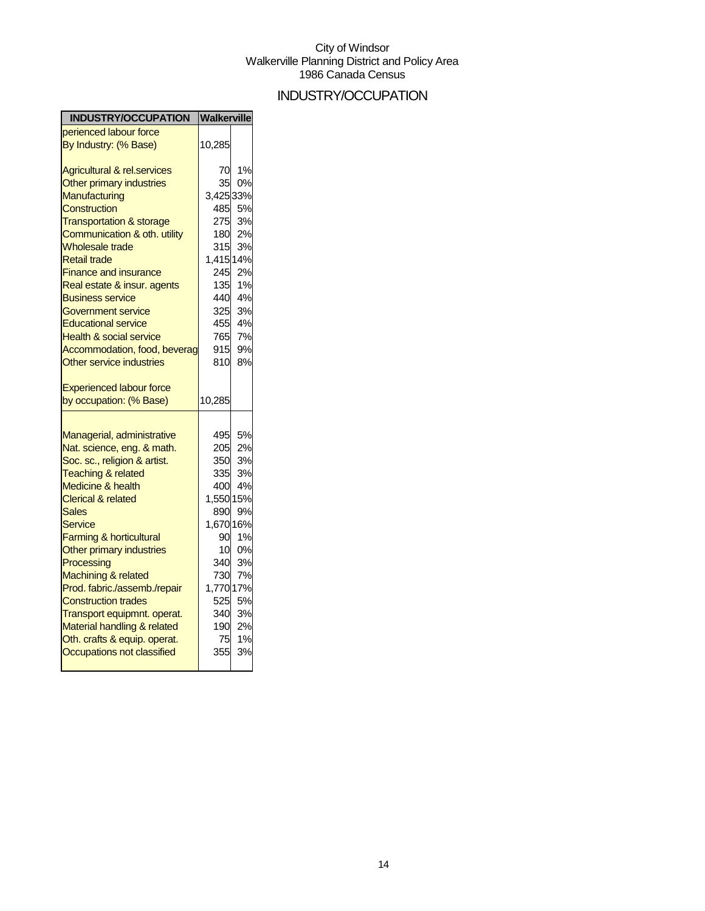City of Windsor
Walkerville Planning District and Policy Area
1986 Canada Census

# INDUSTRY/OCCUPATION

| INDUSTRY/OCCUPATION | Walkerville | |
|---|---|---|
| perienced labour force | | |
| By Industry: (% Base) | 10,285 | |
| | | |
| Agricultural & rel.services | 70 | 1% |
| Other primary industries | 35 | 0% |
| Manufacturing | 3,425 | 33% |
| Construction | 485 | 5% |
| Transportation & storage | 275 | 3% |
| Communication & oth. utility | 180 | 2% |
| Wholesale trade | 315 | 3% |
| Retail trade | 1,415 | 14% |
| Finance and insurance | 245 | 2% |
| Real estate & insur. agents | 135 | 1% |
| Business service | 440 | 4% |
| Government service | 325 | 3% |
| Educational service | 455 | 4% |
| Health & social service | 765 | 7% |
| Accommodation, food, beverag | 915 | 9% |
| Other service industries | 810 | 8% |
| | | |
| Experienced labour force | | |
| by occupation: (% Base) | 10,285 | |
| | | |
| Managerial, administrative | 495 | 5% |
| Nat. science, eng. & math. | 205 | 2% |
| Soc. sc., religion & artist. | 350 | 3% |
| Teaching & related | 335 | 3% |
| Medicine & health | 400 | 4% |
| Clerical & related | 1,550 | 15% |
| Sales | 890 | 9% |
| Service | 1,670 | 16% |
| Farming & horticultural | 90 | 1% |
| Other primary industries | 10 | 0% |
| Processing | 340 | 3% |
| Machining & related | 730 | 7% |
| Prod. fabric./assemb./repair | 1,770 | 17% |
| Construction trades | 525 | 5% |
| Transport equipmnt. operat. | 340 | 3% |
| Material handling & related | 190 | 2% |
| Oth. crafts & equip. operat. | 75 | 1% |
| Occupations not classified | 355 | 3% |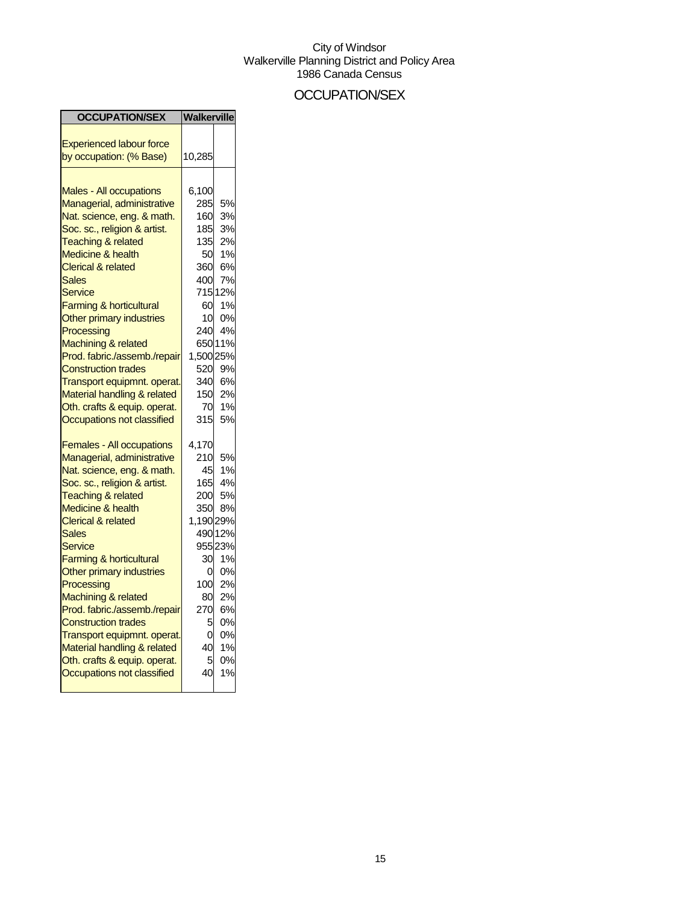City of Windsor
Walkerville Planning District and Policy Area
1986 Canada Census

# OCCUPATION/SEX

| OCCUPATION/SEX | Walkerville | |
|---|---|---|
| Experienced labour force by occupation: (% Base) | 10,285 | |
| | | |
| Males - All occupations | 6,100 | |
| Managerial, administrative | 285 | 5% |
| Nat. science, eng. & math. | 160 | 3% |
| Soc. sc., religion & artist. | 185 | 3% |
| Teaching & related | 135 | 2% |
| Medicine & health | 50 | 1% |
| Clerical & related | 360 | 6% |
| Sales | 400 | 7% |
| Service | 715 | 12% |
| Farming & horticultural | 60 | 1% |
| Other primary industries | 10 | 0% |
| Processing | 240 | 4% |
| Machining & related | 650 | 11% |
| Prod. fabric./assemb./repair | 1,500 | 25% |
| Construction trades | 520 | 9% |
| Transport equipmnt. operat. | 340 | 6% |
| Material handling & related | 150 | 2% |
| Oth. crafts & equip. operat. | 70 | 1% |
| Occupations not classified | 315 | 5% |
| | | |
| Females - All occupations | 4,170 | |
| Managerial, administrative | 210 | 5% |
| Nat. science, eng. & math. | 45 | 1% |
| Soc. sc., religion & artist. | 165 | 4% |
| Teaching & related | 200 | 5% |
| Medicine & health | 350 | 8% |
| Clerical & related | 1,190 | 29% |
| Sales | 490 | 12% |
| Service | 955 | 23% |
| Farming & horticultural | 30 | 1% |
| Other primary industries | 0 | 0% |
| Processing | 100 | 2% |
| Machining & related | 80 | 2% |
| Prod. fabric./assemb./repair | 270 | 6% |
| Construction trades | 5 | 0% |
| Transport equipmnt. operat. | 0 | 0% |
| Material handling & related | 40 | 1% |
| Oth. crafts & equip. operat. | 5 | 0% |
| Occupations not classified | 40 | 1% |